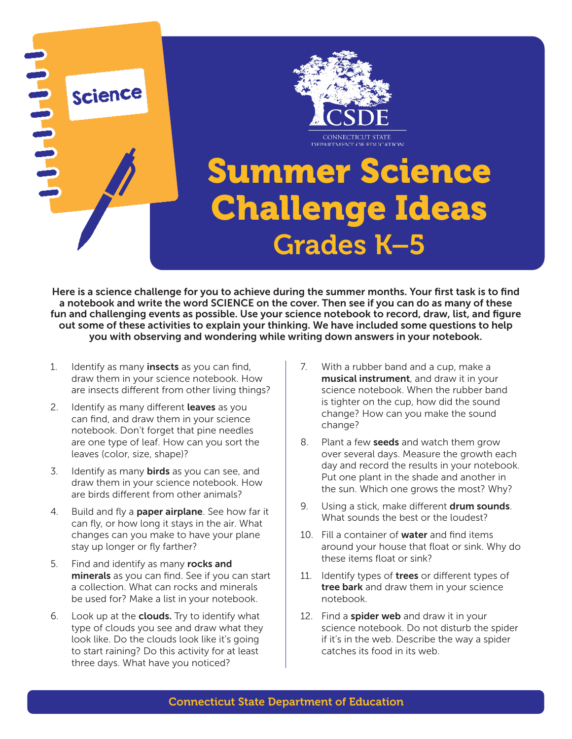# Summer Science Challenge Ideas

## Grades K–5

**Here is a science challenge for you to achieve during the summer months. Your first task is to find a notebook and write the word SCIENCE on the cover. Then see if you can do as many of these fun and challenging events as possible. Use your science notebook to record, draw, list, and figure out some of these activities to explain your thinking. We have included some questions to help you with observing and wondering while writing down answers in your notebook.**

1. Identify as many **insects** as you can find, draw them in your science notebook. How are insects different from other living things?
2. Identify as many different **leaves** as you can find, and draw them in your science notebook. Don't forget that pine needles are one type of leaf. How can you sort the leaves (color, size, shape)?
3. Identify as many **birds** as you can see, and draw them in your science notebook. How are birds different from other animals?
4. Build and fly a **paper airplane**. See how far it can fly, or how long it stays in the air. What changes can you make to have your plane stay up longer or fly farther?
5. Find and identify as many **rocks and minerals** as you can find. See if you can start a collection. What can rocks and minerals be used for? Make a list in your notebook.
6. Look up at the **clouds.** Try to identify what type of clouds you see and draw what they look like. Do the clouds look like it's going to start raining? Do this activity for at least three days. What have you noticed?
7. With a rubber band and a cup, make a **musical instrument**, and draw it in your science notebook. When the rubber band is tighter on the cup, how did the sound change? How can you make the sound change?
8. Plant a few **seeds** and watch them grow over several days. Measure the growth each day and record the results in your notebook. Put one plant in the shade and another in the sun. Which one grows the most? Why?
9. Using a stick, make different **drum sounds**. What sounds the best or the loudest?
10. Fill a container of **water** and find items around your house that float or sink. Why do these items float or sink?
11. Identify types of **trees** or different types of **tree bark** and draw them in your science notebook.
12. Find a **spider web** and draw it in your science notebook. Do not disturb the spider if it's in the web. Describe the way a spider catches its food in its web.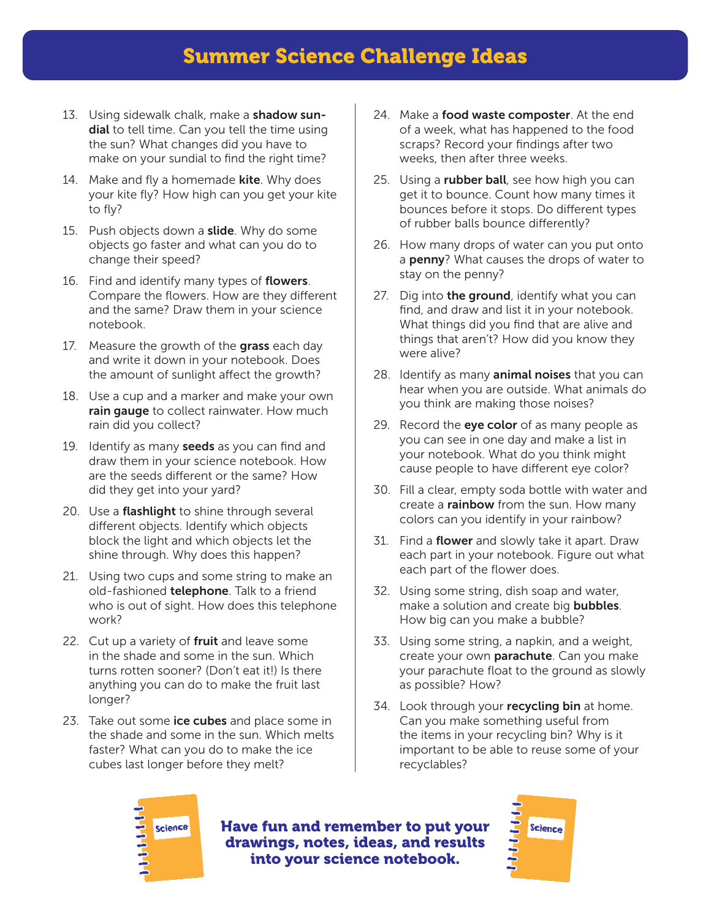# Summer Science Challenge Ideas

13. Using sidewalk chalk, make a **shadow sundial** to tell time. Can you tell the time using the sun? What changes did you have to make on your sundial to find the right time?
14. Make and fly a homemade **kite**. Why does your kite fly? How high can you get your kite to fly?
15. Push objects down a **slide**. Why do some objects go faster and what can you do to change their speed?
16. Find and identify many types of **flowers**. Compare the flowers. How are they different and the same? Draw them in your science notebook.
17. Measure the growth of the **grass** each day and write it down in your notebook. Does the amount of sunlight affect the growth?
18. Use a cup and a marker and make your own **rain gauge** to collect rainwater. How much rain did you collect?
19. Identify as many **seeds** as you can find and draw them in your science notebook. How are the seeds different or the same? How did they get into your yard?
20. Use a **flashlight** to shine through several different objects. Identify which objects block the light and which objects let the shine through. Why does this happen?
21. Using two cups and some string to make an old-fashioned **telephone**. Talk to a friend who is out of sight. How does this telephone work?
22. Cut up a variety of **fruit** and leave some in the shade and some in the sun. Which turns rotten sooner? (Don't eat it!) Is there anything you can do to make the fruit last longer?
23. Take out some **ice cubes** and place some in the shade and some in the sun. Which melts faster? What can you do to make the ice cubes last longer before they melt?
24. Make a **food waste composter**. At the end of a week, what has happened to the food scraps? Record your findings after two weeks, then after three weeks.
25. Using a **rubber ball**, see how high you can get it to bounce. Count how many times it bounces before it stops. Do different types of rubber balls bounce differently?
26. How many drops of water can you put onto a **penny**? What causes the drops of water to stay on the penny?
27. Dig into **the ground**, identify what you can find, and draw and list it in your notebook. What things did you find that are alive and things that aren't? How did you know they were alive?
28. Identify as many **animal noises** that you can hear when you are outside. What animals do you think are making those noises?
29. Record the **eye color** of as many people as you can see in one day and make a list in your notebook. What do you think might cause people to have different eye color?
30. Fill a clear, empty soda bottle with water and create a **rainbow** from the sun. How many colors can you identify in your rainbow?
31. Find a **flower** and slowly take it apart. Draw each part in your notebook. Figure out what each part of the flower does.
32. Using some string, dish soap and water, make a solution and create big **bubbles**. How big can you make a bubble?
33. Using some string, a napkin, and a weight, create your own **parachute**. Can you make your parachute float to the ground as slowly as possible? How?
34. Look through your **recycling bin** at home. Can you make something useful from the items in your recycling bin? Why is it important to be able to reuse some of your recyclables?

**Have fun and remember to put your drawings, notes, ideas, and results into your science notebook.**